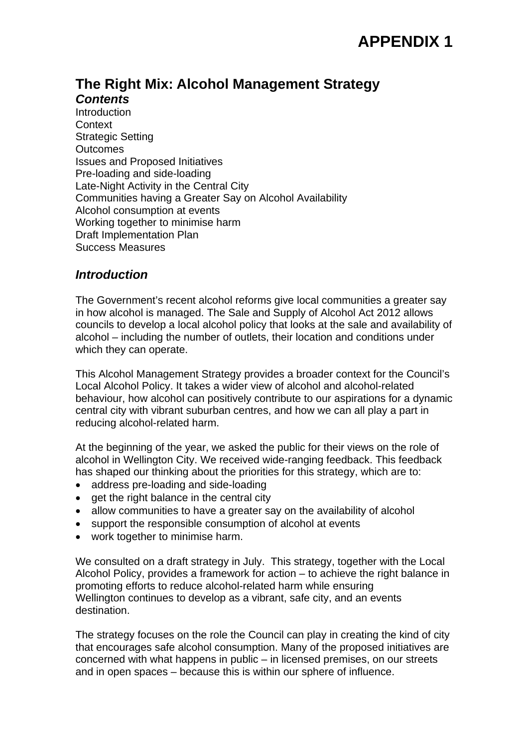# APPENDIX 1

## The Right Mix: Alcohol Management Strategy

### *Contents*

Introduction
Context
Strategic Setting
Outcomes
Issues and Proposed Initiatives
Pre-loading and side-loading
Late-Night Activity in the Central City
Communities having a Greater Say on Alcohol Availability
Alcohol consumption at events
Working together to minimise harm
Draft Implementation Plan
Success Measures

### *Introduction*

The Government's recent alcohol reforms give local communities a greater say in how alcohol is managed. The Sale and Supply of Alcohol Act 2012 allows councils to develop a local alcohol policy that looks at the sale and availability of alcohol – including the number of outlets, their location and conditions under which they can operate.

This Alcohol Management Strategy provides a broader context for the Council's Local Alcohol Policy. It takes a wider view of alcohol and alcohol-related behaviour, how alcohol can positively contribute to our aspirations for a dynamic central city with vibrant suburban centres, and how we can all play a part in reducing alcohol-related harm.

At the beginning of the year, we asked the public for their views on the role of alcohol in Wellington City. We received wide-ranging feedback. This feedback has shaped our thinking about the priorities for this strategy, which are to:

- address pre-loading and side-loading
- get the right balance in the central city
- allow communities to have a greater say on the availability of alcohol
- support the responsible consumption of alcohol at events
- work together to minimise harm.

We consulted on a draft strategy in July. This strategy, together with the Local Alcohol Policy, provides a framework for action – to achieve the right balance in promoting efforts to reduce alcohol-related harm while ensuring Wellington continues to develop as a vibrant, safe city, and an events destination.

The strategy focuses on the role the Council can play in creating the kind of city that encourages safe alcohol consumption. Many of the proposed initiatives are concerned with what happens in public – in licensed premises, on our streets and in open spaces – because this is within our sphere of influence.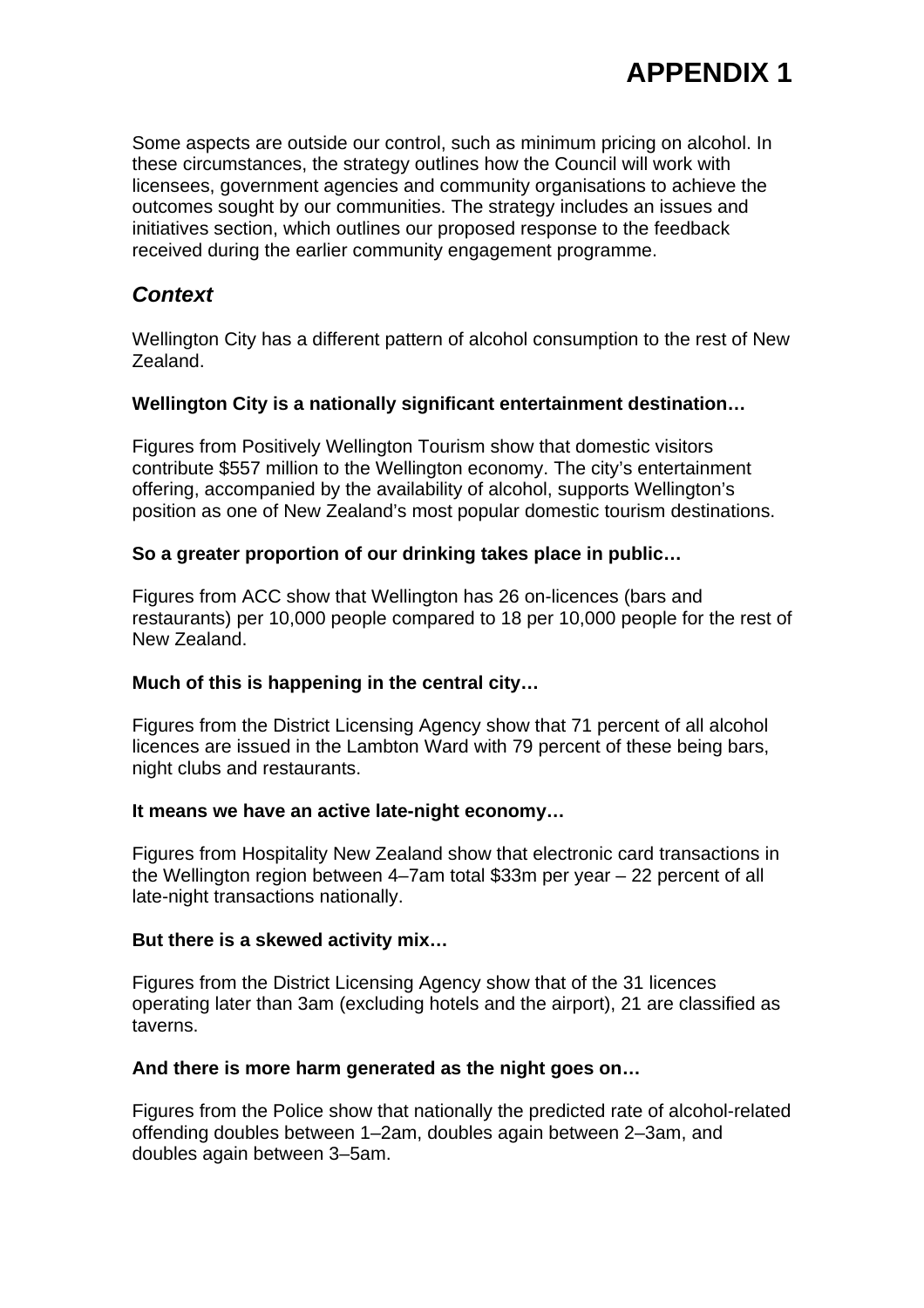Some aspects are outside our control, such as minimum pricing on alcohol. In these circumstances, the strategy outlines how the Council will work with licensees, government agencies and community organisations to achieve the outcomes sought by our communities. The strategy includes an issues and initiatives section, which outlines our proposed response to the feedback received during the earlier community engagement programme.

## *Context*

Wellington City has a different pattern of alcohol consumption to the rest of New Zealand.

**Wellington City is a nationally significant entertainment destination…**

Figures from Positively Wellington Tourism show that domestic visitors contribute $557 million to the Wellington economy. The city's entertainment offering, accompanied by the availability of alcohol, supports Wellington's position as one of New Zealand's most popular domestic tourism destinations.

**So a greater proportion of our drinking takes place in public…**

Figures from ACC show that Wellington has 26 on-licences (bars and restaurants) per 10,000 people compared to 18 per 10,000 people for the rest of New Zealand.

**Much of this is happening in the central city…**

Figures from the District Licensing Agency show that 71 percent of all alcohol licences are issued in the Lambton Ward with 79 percent of these being bars, night clubs and restaurants.

**It means we have an active late-night economy…**

Figures from Hospitality New Zealand show that electronic card transactions in the Wellington region between 4–7am total $33m per year – 22 percent of all late-night transactions nationally.

**But there is a skewed activity mix…**

Figures from the District Licensing Agency show that of the 31 licences operating later than 3am (excluding hotels and the airport), 21 are classified as taverns.

**And there is more harm generated as the night goes on…**

Figures from the Police show that nationally the predicted rate of alcohol-related offending doubles between 1–2am, doubles again between 2–3am, and doubles again between 3–5am.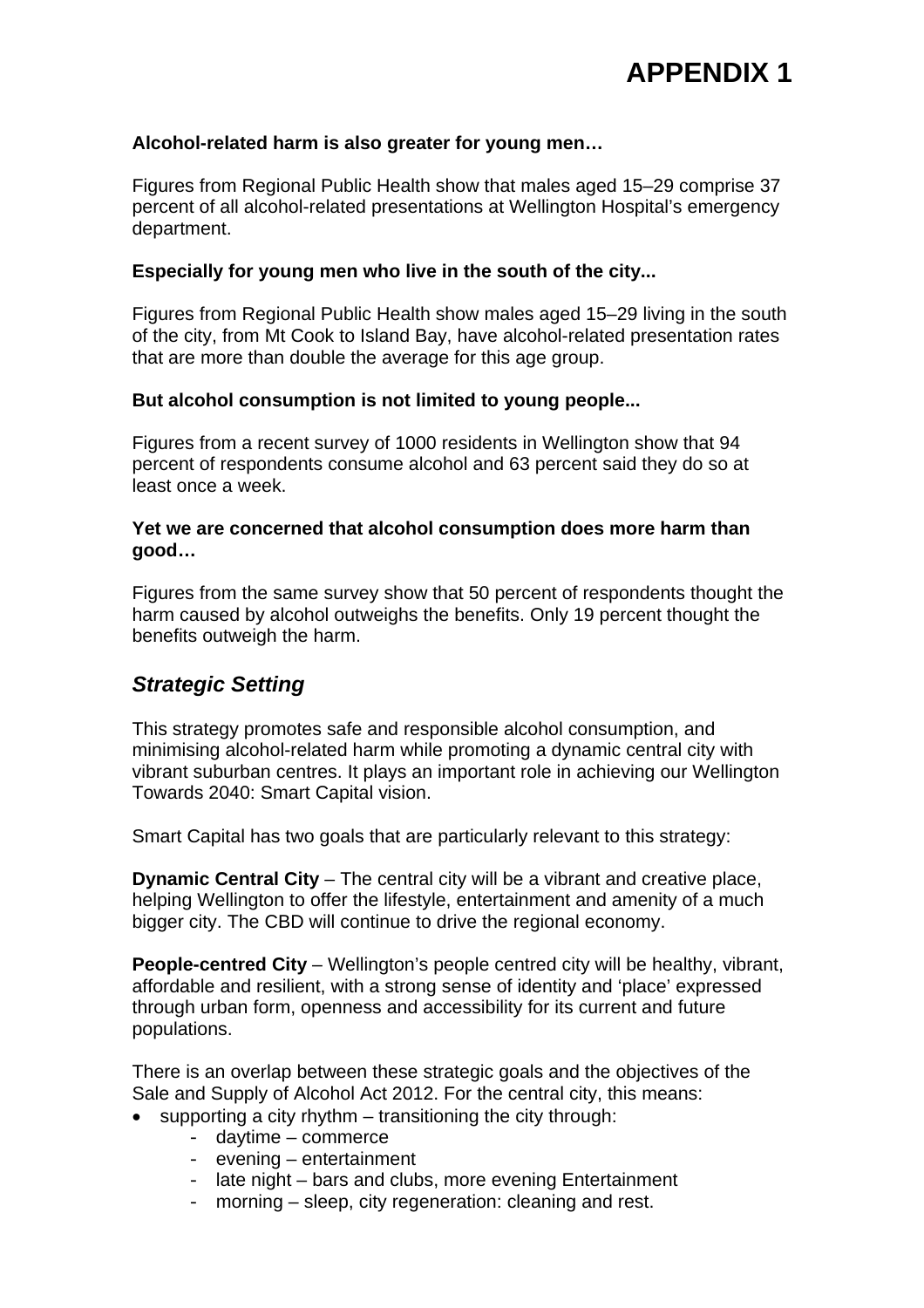# APPENDIX 1

**Alcohol-related harm is also greater for young men…**

Figures from Regional Public Health show that males aged 15–29 comprise 37 percent of all alcohol-related presentations at Wellington Hospital's emergency department.

**Especially for young men who live in the south of the city...**

Figures from Regional Public Health show males aged 15–29 living in the south of the city, from Mt Cook to Island Bay, have alcohol-related presentation rates that are more than double the average for this age group.

**But alcohol consumption is not limited to young people...**

Figures from a recent survey of 1000 residents in Wellington show that 94 percent of respondents consume alcohol and 63 percent said they do so at least once a week.

**Yet we are concerned that alcohol consumption does more harm than good…**

Figures from the same survey show that 50 percent of respondents thought the harm caused by alcohol outweighs the benefits. Only 19 percent thought the benefits outweigh the harm.

## *Strategic Setting*

This strategy promotes safe and responsible alcohol consumption, and minimising alcohol-related harm while promoting a dynamic central city with vibrant suburban centres. It plays an important role in achieving our Wellington Towards 2040: Smart Capital vision.

Smart Capital has two goals that are particularly relevant to this strategy:

**Dynamic Central City** – The central city will be a vibrant and creative place, helping Wellington to offer the lifestyle, entertainment and amenity of a much bigger city. The CBD will continue to drive the regional economy.

**People-centred City** – Wellington's people centred city will be healthy, vibrant, affordable and resilient, with a strong sense of identity and 'place' expressed through urban form, openness and accessibility for its current and future populations.

There is an overlap between these strategic goals and the objectives of the Sale and Supply of Alcohol Act 2012. For the central city, this means:

- supporting a city rhythm – transitioning the city through:
    - daytime – commerce
    - evening – entertainment
    - late night – bars and clubs, more evening Entertainment
    - morning – sleep, city regeneration: cleaning and rest.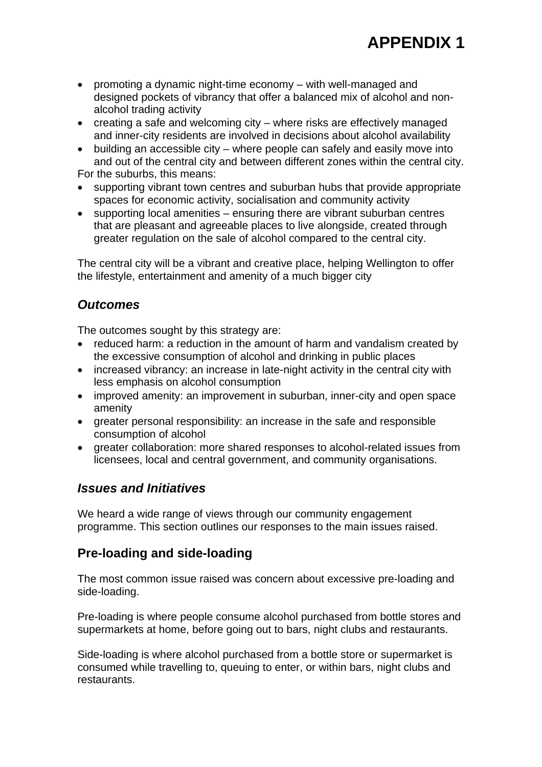- promoting a dynamic night-time economy – with well-managed and designed pockets of vibrancy that offer a balanced mix of alcohol and non-alcohol trading activity
- creating a safe and welcoming city – where risks are effectively managed and inner-city residents are involved in decisions about alcohol availability
- building an accessible city – where people can safely and easily move into and out of the central city and between different zones within the central city.

For the suburbs, this means:

- supporting vibrant town centres and suburban hubs that provide appropriate spaces for economic activity, socialisation and community activity
- supporting local amenities – ensuring there are vibrant suburban centres that are pleasant and agreeable places to live alongside, created through greater regulation on the sale of alcohol compared to the central city.

The central city will be a vibrant and creative place, helping Wellington to offer the lifestyle, entertainment and amenity of a much bigger city

## *Outcomes*

The outcomes sought by this strategy are:

- reduced harm: a reduction in the amount of harm and vandalism created by the excessive consumption of alcohol and drinking in public places
- increased vibrancy: an increase in late-night activity in the central city with less emphasis on alcohol consumption
- improved amenity: an improvement in suburban, inner-city and open space amenity
- greater personal responsibility: an increase in the safe and responsible consumption of alcohol
- greater collaboration: more shared responses to alcohol-related issues from licensees, local and central government, and community organisations.

## *Issues and Initiatives*

We heard a wide range of views through our community engagement programme. This section outlines our responses to the main issues raised.

## Pre-loading and side-loading

The most common issue raised was concern about excessive pre-loading and side-loading.

Pre-loading is where people consume alcohol purchased from bottle stores and supermarkets at home, before going out to bars, night clubs and restaurants.

Side-loading is where alcohol purchased from a bottle store or supermarket is consumed while travelling to, queuing to enter, or within bars, night clubs and restaurants.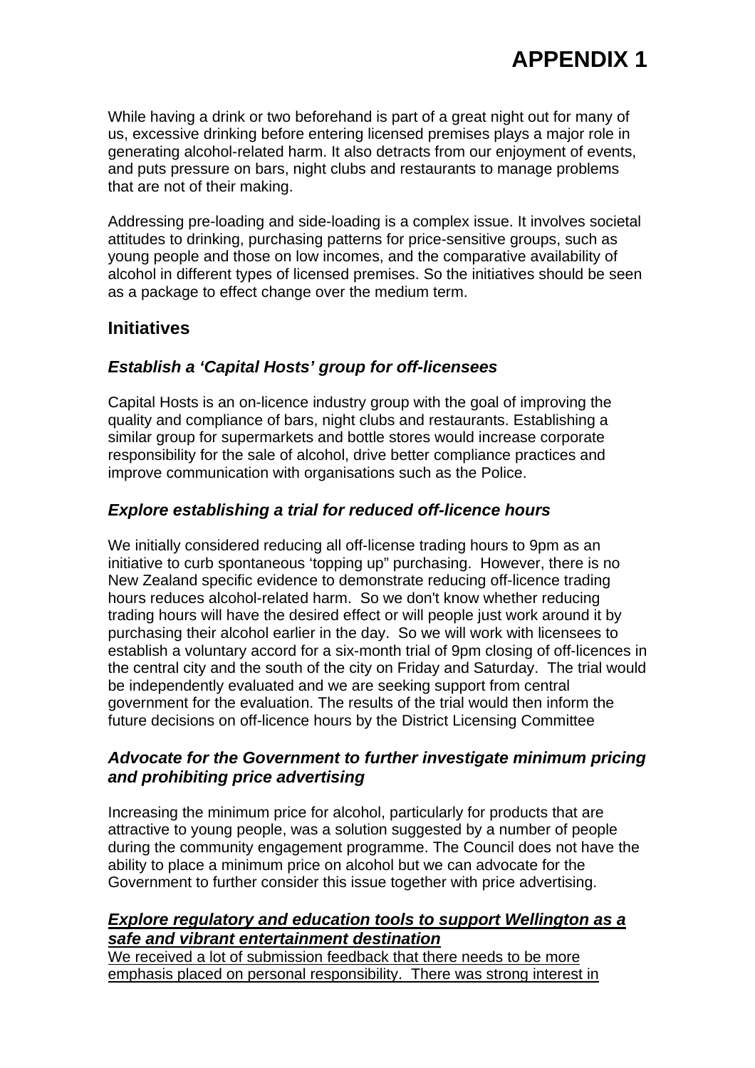# APPENDIX 1

While having a drink or two beforehand is part of a great night out for many of us, excessive drinking before entering licensed premises plays a major role in generating alcohol-related harm. It also detracts from our enjoyment of events, and puts pressure on bars, night clubs and restaurants to manage problems that are not of their making.

Addressing pre-loading and side-loading is a complex issue. It involves societal attitudes to drinking, purchasing patterns for price-sensitive groups, such as young people and those on low incomes, and the comparative availability of alcohol in different types of licensed premises. So the initiatives should be seen as a package to effect change over the medium term.

## Initiatives

### *Establish a 'Capital Hosts' group for off-licensees*

Capital Hosts is an on-licence industry group with the goal of improving the quality and compliance of bars, night clubs and restaurants. Establishing a similar group for supermarkets and bottle stores would increase corporate responsibility for the sale of alcohol, drive better compliance practices and improve communication with organisations such as the Police.

### *Explore establishing a trial for reduced off-licence hours*

We initially considered reducing all off-license trading hours to 9pm as an initiative to curb spontaneous 'topping up" purchasing. However, there is no New Zealand specific evidence to demonstrate reducing off-licence trading hours reduces alcohol-related harm. So we don't know whether reducing trading hours will have the desired effect or will people just work around it by purchasing their alcohol earlier in the day. So we will work with licensees to establish a voluntary accord for a six-month trial of 9pm closing of off-licences in the central city and the south of the city on Friday and Saturday. The trial would be independently evaluated and we are seeking support from central government for the evaluation. The results of the trial would then inform the future decisions on off-licence hours by the District Licensing Committee

### *Advocate for the Government to further investigate minimum pricing and prohibiting price advertising*

Increasing the minimum price for alcohol, particularly for products that are attractive to young people, was a solution suggested by a number of people during the community engagement programme. The Council does not have the ability to place a minimum price on alcohol but we can advocate for the Government to further consider this issue together with price advertising.

### <u>*Explore regulatory and education tools to support Wellington as a safe and vibrant entertainment destination*</u>

<u>We received a lot of submission feedback that there needs to be more emphasis placed on personal responsibility. There was strong interest in</u>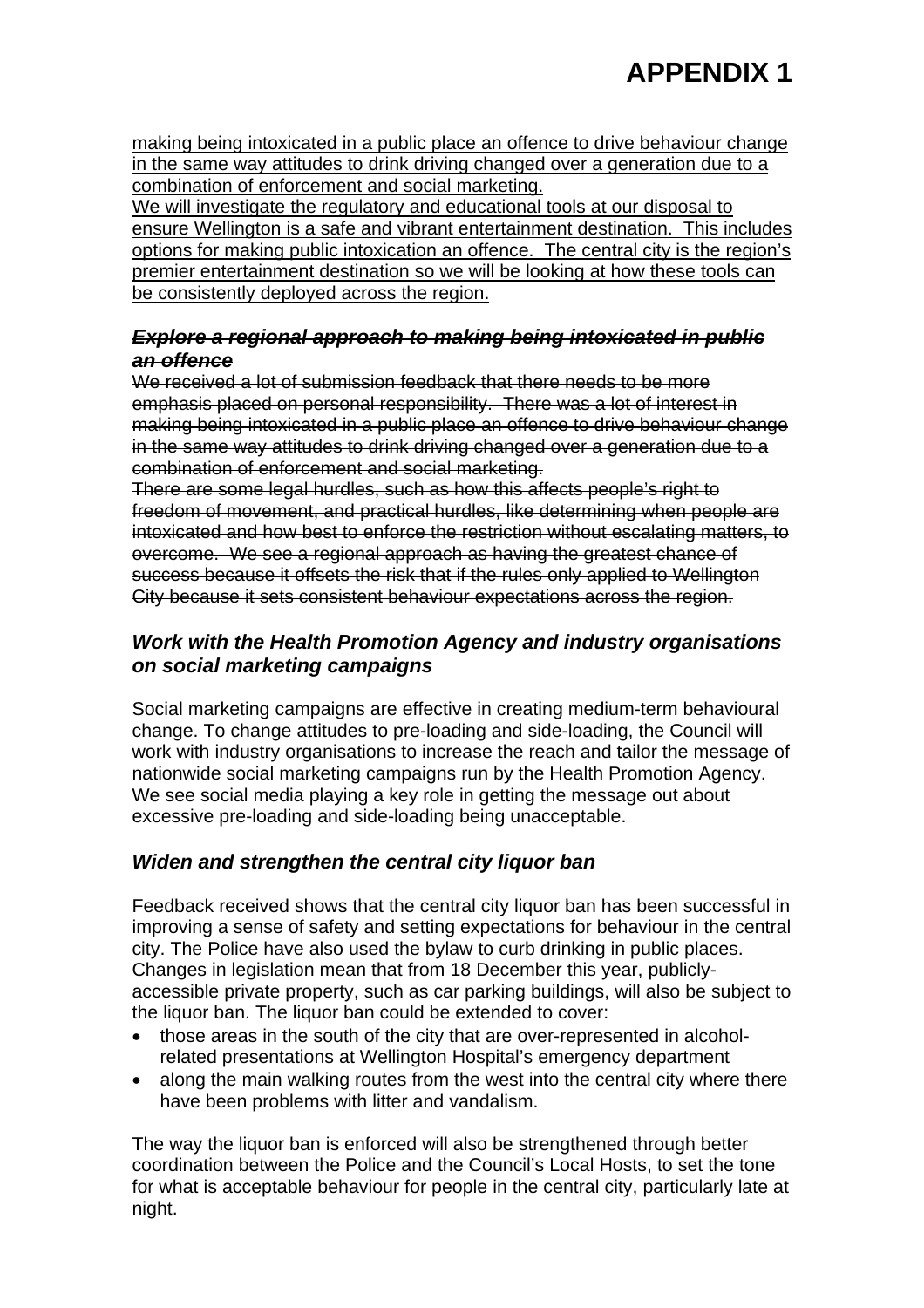# APPENDIX 1

<u>making being intoxicated in a public place an offence to drive behaviour change in the same way attitudes to drink driving changed over a generation due to a combination of enforcement and social marketing.</u>
<u>We will investigate the regulatory and educational tools at our disposal to ensure Wellington is a safe and vibrant entertainment destination. This includes options for making public intoxication an offence. The central city is the region's premier entertainment destination so we will be looking at how these tools can be consistently deployed across the region.</u>

### ~~*Explore a regional approach to making being intoxicated in public an offence*~~

~~We received a lot of submission feedback that there needs to be more emphasis placed on personal responsibility. There was a lot of interest in making being intoxicated in a public place an offence to drive behaviour change in the same way attitudes to drink driving changed over a generation due to a combination of enforcement and social marketing.~~
~~There are some legal hurdles, such as how this affects people's right to freedom of movement, and practical hurdles, like determining when people are intoxicated and how best to enforce the restriction without escalating matters, to overcome. We see a regional approach as having the greatest chance of success because it offsets the risk that if the rules only applied to Wellington City because it sets consistent behaviour expectations across the region.~~

### *Work with the Health Promotion Agency and industry organisations on social marketing campaigns*

Social marketing campaigns are effective in creating medium-term behavioural change. To change attitudes to pre-loading and side-loading, the Council will work with industry organisations to increase the reach and tailor the message of nationwide social marketing campaigns run by the Health Promotion Agency. We see social media playing a key role in getting the message out about excessive pre-loading and side-loading being unacceptable.

### *Widen and strengthen the central city liquor ban*

Feedback received shows that the central city liquor ban has been successful in improving a sense of safety and setting expectations for behaviour in the central city. The Police have also used the bylaw to curb drinking in public places. Changes in legislation mean that from 18 December this year, publicly-accessible private property, such as car parking buildings, will also be subject to the liquor ban. The liquor ban could be extended to cover:

- those areas in the south of the city that are over-represented in alcohol-related presentations at Wellington Hospital's emergency department
- along the main walking routes from the west into the central city where there have been problems with litter and vandalism.

The way the liquor ban is enforced will also be strengthened through better coordination between the Police and the Council's Local Hosts, to set the tone for what is acceptable behaviour for people in the central city, particularly late at night.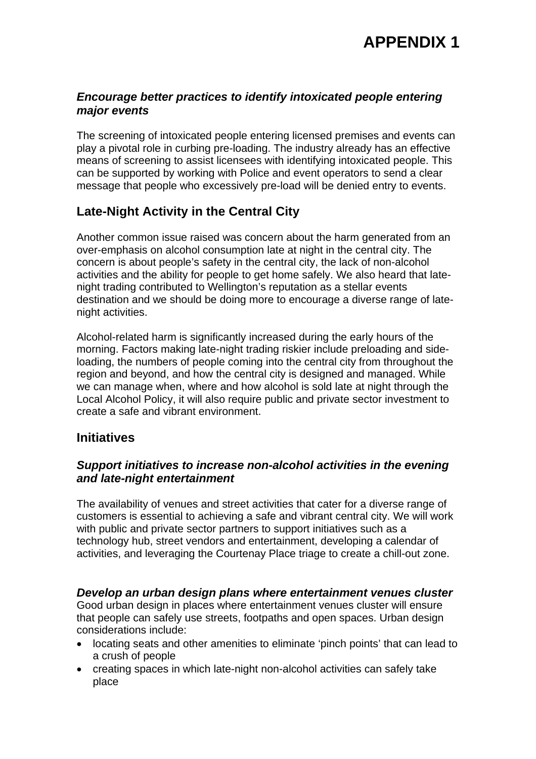# APPENDIX 1

### *Encourage better practices to identify intoxicated people entering major events*

The screening of intoxicated people entering licensed premises and events can play a pivotal role in curbing pre-loading. The industry already has an effective means of screening to assist licensees with identifying intoxicated people. This can be supported by working with Police and event operators to send a clear message that people who excessively pre-load will be denied entry to events.

## Late-Night Activity in the Central City

Another common issue raised was concern about the harm generated from an over-emphasis on alcohol consumption late at night in the central city. The concern is about people's safety in the central city, the lack of non-alcohol activities and the ability for people to get home safely. We also heard that late-night trading contributed to Wellington's reputation as a stellar events destination and we should be doing more to encourage a diverse range of late-night activities.

Alcohol-related harm is significantly increased during the early hours of the morning. Factors making late-night trading riskier include preloading and side-loading, the numbers of people coming into the central city from throughout the region and beyond, and how the central city is designed and managed. While we can manage when, where and how alcohol is sold late at night through the Local Alcohol Policy, it will also require public and private sector investment to create a safe and vibrant environment.

## Initiatives

### *Support initiatives to increase non-alcohol activities in the evening and late-night entertainment*

The availability of venues and street activities that cater for a diverse range of customers is essential to achieving a safe and vibrant central city. We will work with public and private sector partners to support initiatives such as a technology hub, street vendors and entertainment, developing a calendar of activities, and leveraging the Courtenay Place triage to create a chill-out zone.

### *Develop an urban design plans where entertainment venues cluster*

Good urban design in places where entertainment venues cluster will ensure that people can safely use streets, footpaths and open spaces. Urban design considerations include:

- locating seats and other amenities to eliminate 'pinch points' that can lead to a crush of people
- creating spaces in which late-night non-alcohol activities can safely take place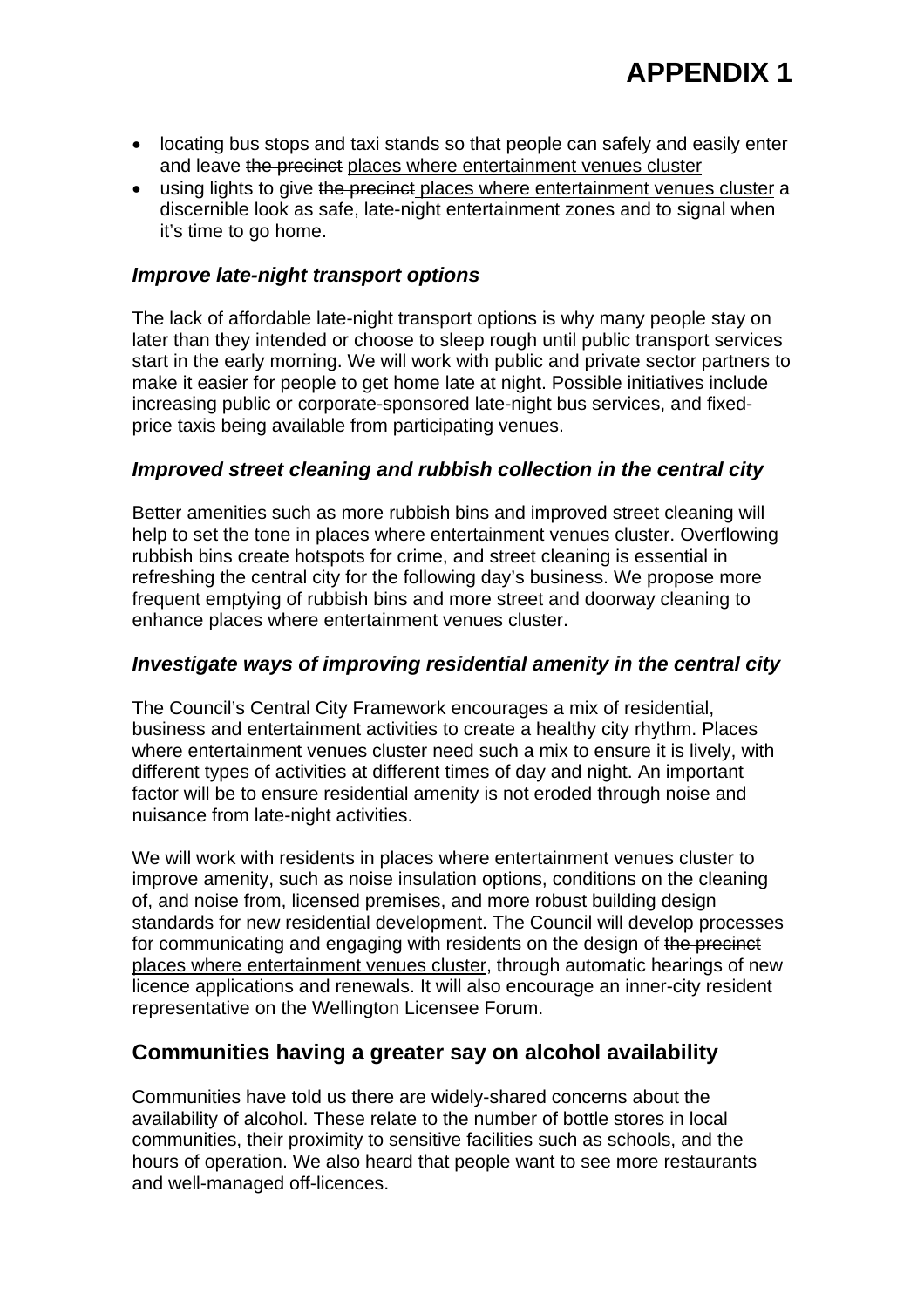# APPENDIX 1

- locating bus stops and taxi stands so that people can safely and easily enter and leave ~~the precinct~~ <u>places where entertainment venues cluster</u>
- using lights to give ~~the precinct~~ <u>places where entertainment venues cluster</u> a discernible look as safe, late-night entertainment zones and to signal when it's time to go home.

### *Improve late-night transport options*

The lack of affordable late-night transport options is why many people stay on later than they intended or choose to sleep rough until public transport services start in the early morning. We will work with public and private sector partners to make it easier for people to get home late at night. Possible initiatives include increasing public or corporate-sponsored late-night bus services, and fixed-price taxis being available from participating venues.

### *Improved street cleaning and rubbish collection in the central city*

Better amenities such as more rubbish bins and improved street cleaning will help to set the tone in places where entertainment venues cluster. Overflowing rubbish bins create hotspots for crime, and street cleaning is essential in refreshing the central city for the following day's business. We propose more frequent emptying of rubbish bins and more street and doorway cleaning to enhance places where entertainment venues cluster.

### *Investigate ways of improving residential amenity in the central city*

The Council's Central City Framework encourages a mix of residential, business and entertainment activities to create a healthy city rhythm. Places where entertainment venues cluster need such a mix to ensure it is lively, with different types of activities at different times of day and night. An important factor will be to ensure residential amenity is not eroded through noise and nuisance from late-night activities.

We will work with residents in places where entertainment venues cluster to improve amenity, such as noise insulation options, conditions on the cleaning of, and noise from, licensed premises, and more robust building design standards for new residential development. The Council will develop processes for communicating and engaging with residents on the design of ~~the precinct~~ <u>places where entertainment venues cluster</u>, through automatic hearings of new licence applications and renewals. It will also encourage an inner-city resident representative on the Wellington Licensee Forum.

## Communities having a greater say on alcohol availability

Communities have told us there are widely-shared concerns about the availability of alcohol. These relate to the number of bottle stores in local communities, their proximity to sensitive facilities such as schools, and the hours of operation. We also heard that people want to see more restaurants and well-managed off-licences.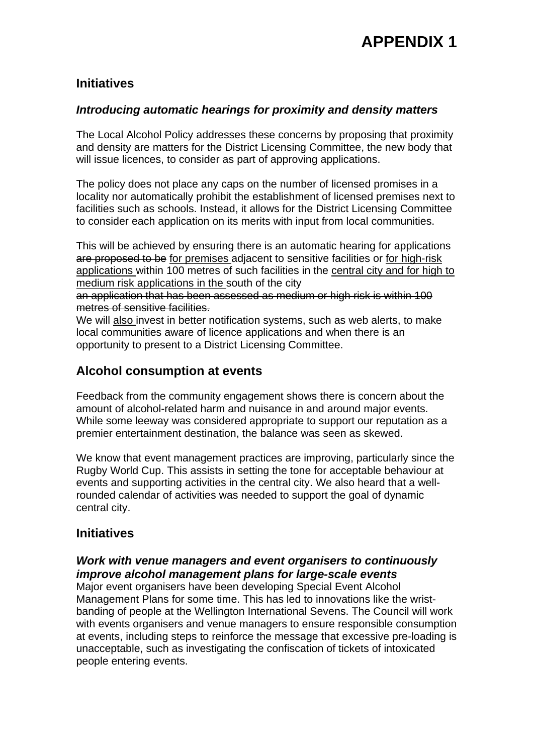# APPENDIX 1

## Initiatives

### *Introducing automatic hearings for proximity and density matters*

The Local Alcohol Policy addresses these concerns by proposing that proximity and density are matters for the District Licensing Committee, the new body that will issue licences, to consider as part of approving applications.

The policy does not place any caps on the number of licensed promises in a locality nor automatically prohibit the establishment of licensed premises next to facilities such as schools. Instead, it allows for the District Licensing Committee to consider each application on its merits with input from local communities.

This will be achieved by ensuring there is an automatic hearing for applications ~~are proposed to be~~ <u>for premises</u> adjacent to sensitive facilities or <u>for high-risk applications</u> within 100 metres of such facilities in the <u>central city and for high to medium risk applications in the</u> south of the city
~~an application that has been assessed as medium or high risk is within 100 metres of sensitive facilities.~~
We will <u>also</u> invest in better notification systems, such as web alerts, to make local communities aware of licence applications and when there is an opportunity to present to a District Licensing Committee.

## Alcohol consumption at events

Feedback from the community engagement shows there is concern about the amount of alcohol-related harm and nuisance in and around major events. While some leeway was considered appropriate to support our reputation as a premier entertainment destination, the balance was seen as skewed.

We know that event management practices are improving, particularly since the Rugby World Cup. This assists in setting the tone for acceptable behaviour at events and supporting activities in the central city. We also heard that a well-rounded calendar of activities was needed to support the goal of dynamic central city.

## Initiatives

### *Work with venue managers and event organisers to continuously improve alcohol management plans for large-scale events*

Major event organisers have been developing Special Event Alcohol Management Plans for some time. This has led to innovations like the wrist-banding of people at the Wellington International Sevens. The Council will work with events organisers and venue managers to ensure responsible consumption at events, including steps to reinforce the message that excessive pre-loading is unacceptable, such as investigating the confiscation of tickets of intoxicated people entering events.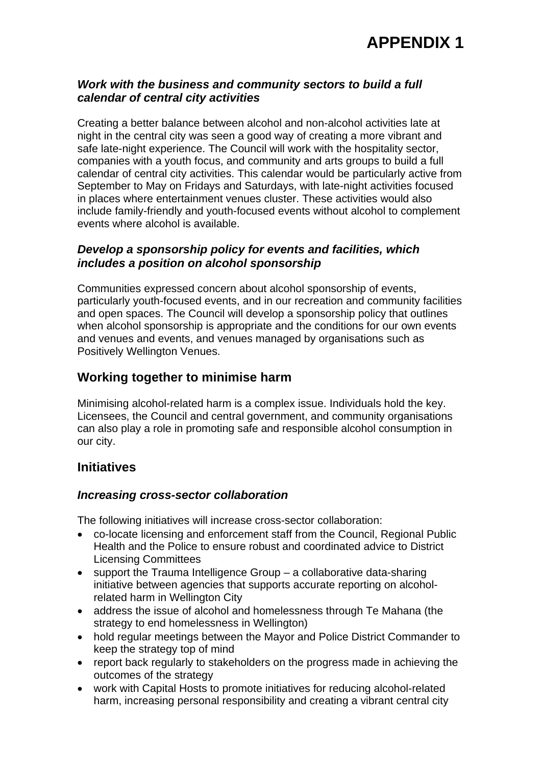# APPENDIX 1

### *Work with the business and community sectors to build a full calendar of central city activities*

Creating a better balance between alcohol and non-alcohol activities late at night in the central city was seen a good way of creating a more vibrant and safe late-night experience. The Council will work with the hospitality sector, companies with a youth focus, and community and arts groups to build a full calendar of central city activities. This calendar would be particularly active from September to May on Fridays and Saturdays, with late-night activities focused in places where entertainment venues cluster. These activities would also include family-friendly and youth-focused events without alcohol to complement events where alcohol is available.

### *Develop a sponsorship policy for events and facilities, which includes a position on alcohol sponsorship*

Communities expressed concern about alcohol sponsorship of events, particularly youth-focused events, and in our recreation and community facilities and open spaces. The Council will develop a sponsorship policy that outlines when alcohol sponsorship is appropriate and the conditions for our own events and venues and events, and venues managed by organisations such as Positively Wellington Venues.

## Working together to minimise harm

Minimising alcohol-related harm is a complex issue. Individuals hold the key. Licensees, the Council and central government, and community organisations can also play a role in promoting safe and responsible alcohol consumption in our city.

## Initiatives

### *Increasing cross-sector collaboration*

The following initiatives will increase cross-sector collaboration:

- co-locate licensing and enforcement staff from the Council, Regional Public Health and the Police to ensure robust and coordinated advice to District Licensing Committees
- support the Trauma Intelligence Group – a collaborative data-sharing initiative between agencies that supports accurate reporting on alcohol-related harm in Wellington City
- address the issue of alcohol and homelessness through Te Mahana (the strategy to end homelessness in Wellington)
- hold regular meetings between the Mayor and Police District Commander to keep the strategy top of mind
- report back regularly to stakeholders on the progress made in achieving the outcomes of the strategy
- work with Capital Hosts to promote initiatives for reducing alcohol-related harm, increasing personal responsibility and creating a vibrant central city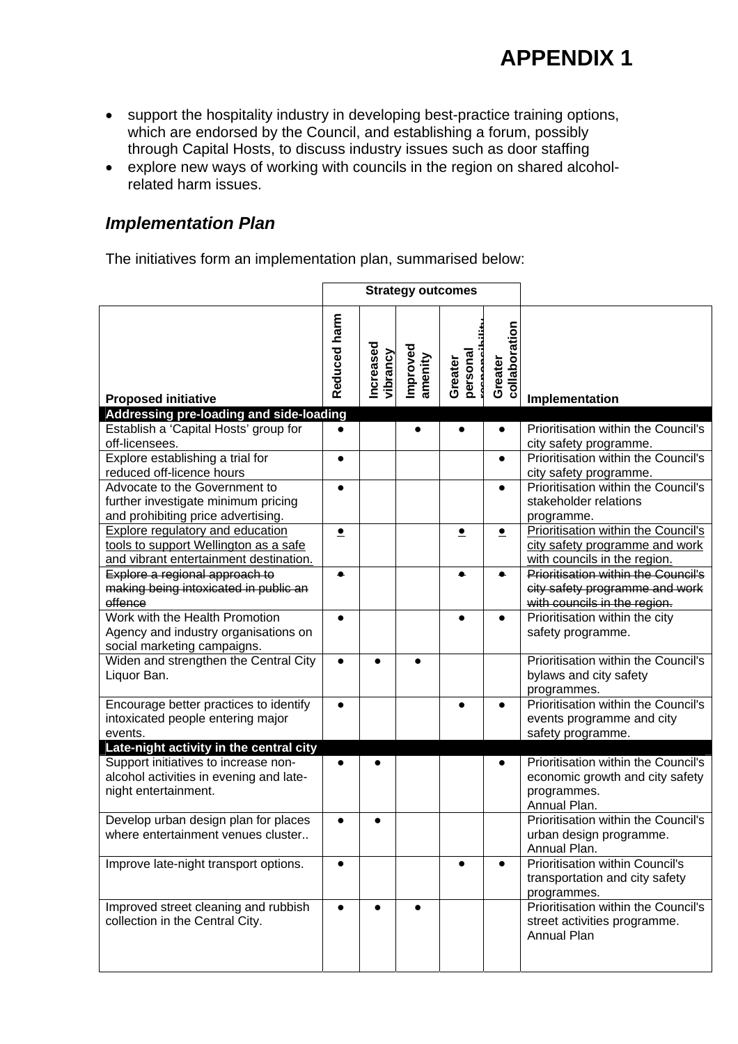# APPENDIX 1

- support the hospitality industry in developing best-practice training options, which are endorsed by the Council, and establishing a forum, possibly through Capital Hosts, to discuss industry issues such as door staffing
- explore new ways of working with councils in the region on shared alcohol-related harm issues.

## *Implementation Plan*

The initiatives form an implementation plan, summarised below:

| | Strategy outcomes | | | | | |
|---|---|---|---|---|---|---|
| **Proposed initiative** | **Reduced harm** | **Increased vibrancy** | **Improved amenity** | **Greater personal responsibility** | **Greater collaboration** | **Implementation** |
| **Addressing pre-loading and side-loading** | | | | | | |
| Establish a 'Capital Hosts' group for off-licensees. | ● | | ● | ● | ● | Prioritisation within the Council's city safety programme. |
| Explore establishing a trial for reduced off-licence hours | ● | | | | ● | Prioritisation within the Council's city safety programme. |
| Advocate to the Government to further investigate minimum pricing and prohibiting price advertising. | ● | | | | ● | Prioritisation within the Council's stakeholder relations programme. |
| <u>Explore regulatory and education tools to support Wellington as a safe and vibrant entertainment destination.</u> | <u>●</u> | | | <u>●</u> | <u>●</u> | <u>Prioritisation within the Council's city safety programme and work with councils in the region.</u> |
| ~~Explore a regional approach to making being intoxicated in public an offence~~ | ~~●~~ | | | ~~●~~ | ~~●~~ | ~~Prioritisation within the Council's city safety programme and work with councils in the region.~~ |
| Work with the Health Promotion Agency and industry organisations on social marketing campaigns. | ● | | | ● | ● | Prioritisation within the city safety programme. |
| Widen and strengthen the Central City Liquor Ban. | ● | ● | ● | | | Prioritisation within the Council's bylaws and city safety programmes. |
| Encourage better practices to identify intoxicated people entering major events. | ● | | | ● | ● | Prioritisation within the Council's events programme and city safety programme. |
| **Late-night activity in the central city** | | | | | | |
| Support initiatives to increase non-alcohol activities in evening and late-night entertainment. | ● | ● | | | ● | Prioritisation within the Council's economic growth and city safety programmes. Annual Plan. |
| Develop urban design plan for places where entertainment venues cluster.. | ● | ● | | | | Prioritisation within the Council's urban design programme. Annual Plan. |
| Improve late-night transport options. | ● | | | ● | ● | Prioritisation within Council's transportation and city safety programmes. |
| Improved street cleaning and rubbish collection in the Central City. | ● | ● | ● | | | Prioritisation within the Council's street activities programme. Annual Plan |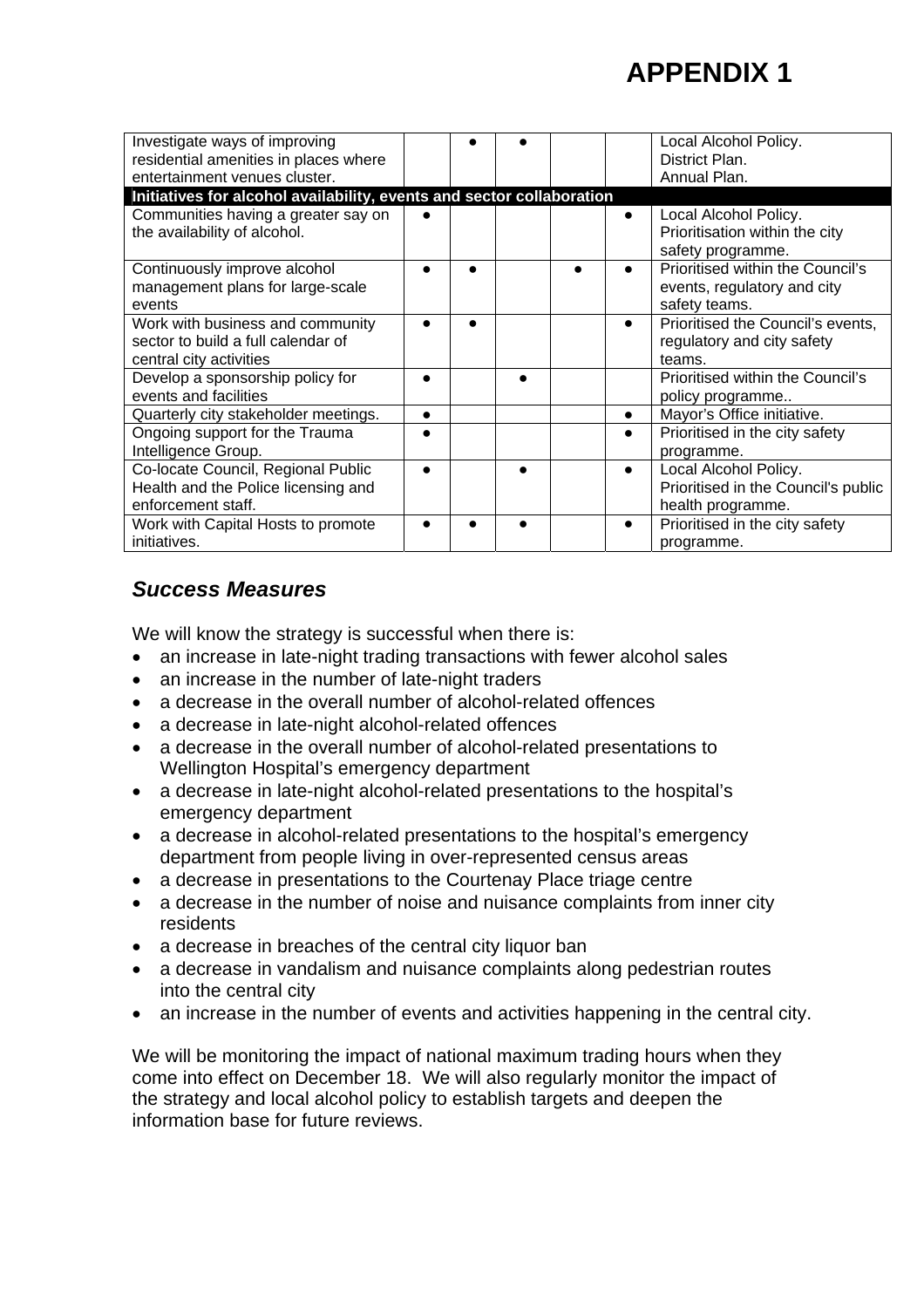# APPENDIX 1

| | | | | | | |
|---|---|---|---|---|---|---|
| Investigate ways of improving residential amenities in places where entertainment venues cluster. | | ● | ● | | | Local Alcohol Policy. District Plan. Annual Plan. |
| **Initiatives for alcohol availability, events and sector collaboration** | | | | | | |
| Communities having a greater say on the availability of alcohol. | ● | | | | ● | Local Alcohol Policy. Prioritisation within the city safety programme. |
| Continuously improve alcohol management plans for large-scale events | ● | ● | | ● | ● | Prioritised within the Council's events, regulatory and city safety teams. |
| Work with business and community sector to build a full calendar of central city activities | ● | ● | | | ● | Prioritised the Council's events, regulatory and city safety teams. |
| Develop a sponsorship policy for events and facilities | ● | | ● | | | Prioritised within the Council's policy programme.. |
| Quarterly city stakeholder meetings. | ● | | | | ● | Mayor's Office initiative. |
| Ongoing support for the Trauma Intelligence Group. | ● | | | | ● | Prioritised in the city safety programme. |
| Co-locate Council, Regional Public Health and the Police licensing and enforcement staff. | ● | | ● | | ● | Local Alcohol Policy. Prioritised in the Council's public health programme. |
| Work with Capital Hosts to promote initiatives. | ● | ● | ● | | ● | Prioritised in the city safety programme. |

## *Success Measures*

We will know the strategy is successful when there is:

- an increase in late-night trading transactions with fewer alcohol sales
- an increase in the number of late-night traders
- a decrease in the overall number of alcohol-related offences
- a decrease in late-night alcohol-related offences
- a decrease in the overall number of alcohol-related presentations to Wellington Hospital's emergency department
- a decrease in late-night alcohol-related presentations to the hospital's emergency department
- a decrease in alcohol-related presentations to the hospital's emergency department from people living in over-represented census areas
- a decrease in presentations to the Courtenay Place triage centre
- a decrease in the number of noise and nuisance complaints from inner city residents
- a decrease in breaches of the central city liquor ban
- a decrease in vandalism and nuisance complaints along pedestrian routes into the central city
- an increase in the number of events and activities happening in the central city.

We will be monitoring the impact of national maximum trading hours when they come into effect on December 18. We will also regularly monitor the impact of the strategy and local alcohol policy to establish targets and deepen the information base for future reviews.